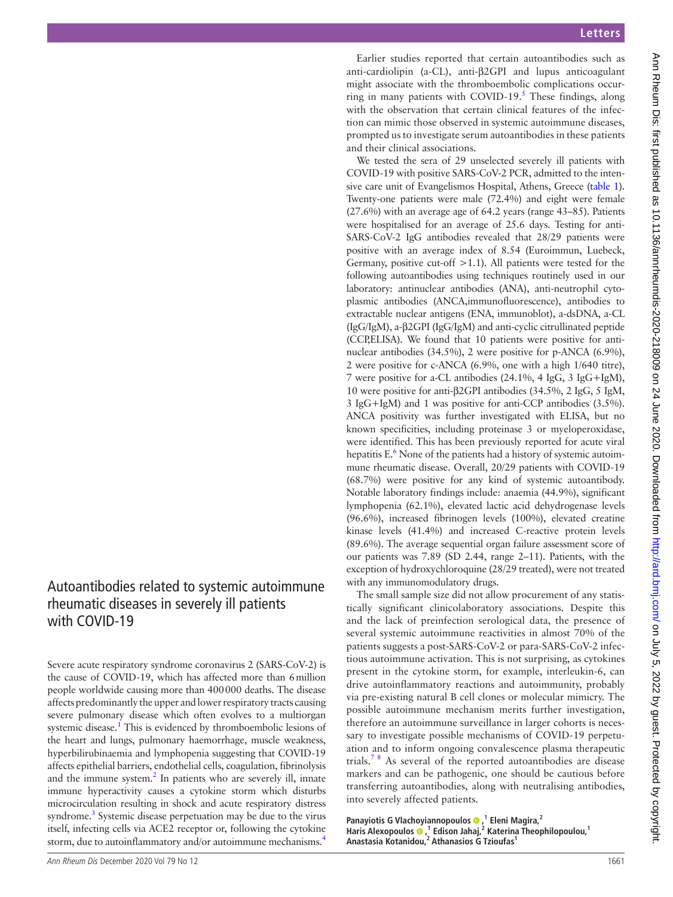# Autoantibodies related to systemic autoimmune rheumatic diseases in severely ill patients with COVID-19

Severe acute respiratory syndrome coronavirus 2 (SARS-CoV-2) is the cause of COVID-19, which has affected more than 6 million people worldwide causing more than 400 000 deaths. The disease affects predominantly the upper and lower respiratory tracts causing severe pulmonary disease which often evolves to a multiorgan systemic disease.[1] This is evidenced by thromboembolic lesions of the heart and lungs, pulmonary haemorrhage, muscle weakness, hyperbilirubinaemia and lymphopenia suggesting that COVID-19 affects epithelial barriers, endothelial cells, coagulation, fibrinolysis and the immune system.[2] In patients who are severely ill, innate immune hyperactivity causes a cytokine storm which disturbs microcirculation resulting in shock and acute respiratory distress syndrome.[3] Systemic disease perpetuation may be due to the virus itself, infecting cells via ACE2 receptor or, following the cytokine storm, due to autoinflammatory and/or autoimmune mechanisms.[4]

Earlier studies reported that certain autoantibodies such as anti-cardiolipin (a-CL), anti-β2GPI and lupus anticoagulant might associate with the thromboembolic complications occurring in many patients with COVID-19.[5] These findings, along with the observation that certain clinical features of the infection can mimic those observed in systemic autoimmune diseases, prompted us to investigate serum autoantibodies in these patients and their clinical associations.

We tested the sera of 29 unselected severely ill patients with COVID-19 with positive SARS-CoV-2 PCR, admitted to the intensive care unit of Evangelismos Hospital, Athens, Greece (table 1). Twenty-one patients were male (72.4%) and eight were female (27.6%) with an average age of 64.2 years (range 43–85). Patients were hospitalised for an average of 25.6 days. Testing for anti-SARS-CoV-2 IgG antibodies revealed that 28/29 patients were positive with an average index of 8.54 (Euroimmun, Luebeck, Germany, positive cut-off >1.1). All patients were tested for the following autoantibodies using techniques routinely used in our laboratory: antinuclear antibodies (ANA), anti-neutrophil cytoplasmic antibodies (ANCA,immunofluorescence), antibodies to extractable nuclear antigens (ENA, immunoblot), a-dsDNA, a-CL (IgG/IgM), a-β2GPI (IgG/IgM) and anti-cyclic citrullinated peptide (CCP,ELISA). We found that 10 patients were positive for antinuclear antibodies (34.5%), 2 were positive for p-ANCA (6.9%), 2 were positive for c-ANCA (6.9%, one with a high 1/640 titre), 7 were positive for a-CL antibodies (24.1%, 4 IgG, 3 IgG+IgM), 10 were positive for anti-β2GPI antibodies (34.5%, 2 IgG, 5 IgM, 3 IgG+IgM) and 1 was positive for anti-CCP antibodies (3.5%). ANCA positivity was further investigated with ELISA, but no known specificities, including proteinase 3 or myeloperoxidase, were identified. This has been previously reported for acute viral hepatitis E.[6] None of the patients had a history of systemic autoimmune rheumatic disease. Overall, 20/29 patients with COVID-19 (68.7%) were positive for any kind of systemic autoantibody. Notable laboratory findings include: anaemia (44.9%), significant lymphopenia (62.1%), elevated lactic acid dehydrogenase levels (96.6%), increased fibrinogen levels (100%), elevated creatine kinase levels (41.4%) and increased C-reactive protein levels (89.6%). The average sequential organ failure assessment score of our patients was 7.89 (SD 2.44, range 2–11). Patients, with the exception of hydroxychloroquine (28/29 treated), were not treated with any immunomodulatory drugs.

The small sample size did not allow procurement of any statistically significant clinicolaboratory associations. Despite this and the lack of preinfection serological data, the presence of several systemic autoimmune reactivities in almost 70% of the patients suggests a post-SARS-CoV-2 or para-SARS-CoV-2 infectious autoimmune activation. This is not surprising, as cytokines present in the cytokine storm, for example, interleukin-6, can drive autoinflammatory reactions and autoimmunity, probably via pre-existing natural B cell clones or molecular mimicry. The possible autoimmune mechanism merits further investigation, therefore an autoimmune surveillance in larger cohorts is necessary to investigate possible mechanisms of COVID-19 perpetuation and to inform ongoing convalescence plasma therapeutic trials.[7,8] As several of the reported autoantibodies are disease markers and can be pathogenic, one should be cautious before transferring autoantibodies, along with neutralising antibodies, into severely affected patients.

**Panayiotis G Vlachoyiannopoulos,[1] Eleni Magira,[2] Haris Alexopoulos,[1] Edison Jahaj,[2] Katerina Theophilopoulou,[1] Anastasia Kotanidou,[2] Athanasios G Tzioufas[1]**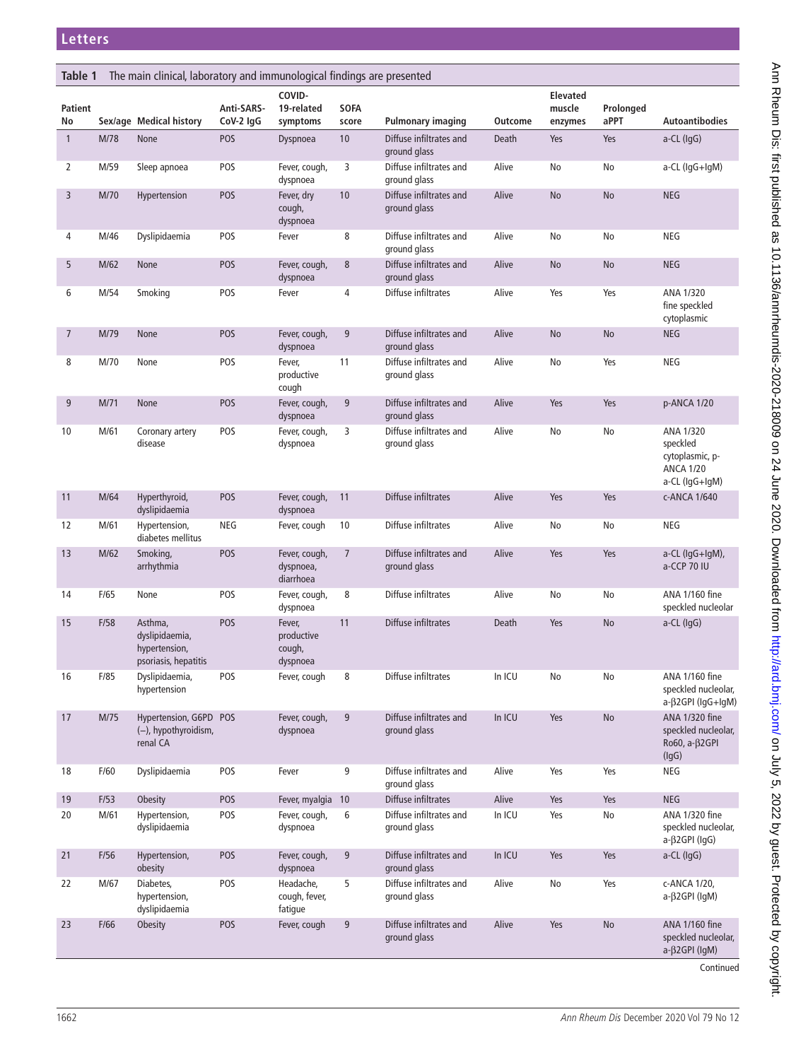**Table 1** The main clinical, laboratory and immunological findings are presented

| Patient No | Sex/age | Medical history | Anti-SARS-CoV-2 IgG | COVID-19-related symptoms | SOFA score | Pulmonary imaging | Outcome | Elevated muscle enzymes | Prolonged aPPT | Autoantibodies |
|---|---|---|---|---|---|---|---|---|---|---|
| 1 | M/78 | None | POS | Dyspnoea | 10 | Diffuse infiltrates and ground glass | Death | Yes | Yes | a-CL (IgG) |
| 2 | M/59 | Sleep apnoea | POS | Fever, cough, dyspnoea | 3 | Diffuse infiltrates and ground glass | Alive | No | No | a-CL (IgG+IgM) |
| 3 | M/70 | Hypertension | POS | Fever, dry cough, dyspnoea | 10 | Diffuse infiltrates and ground glass | Alive | No | No | NEG |
| 4 | M/46 | Dyslipidaemia | POS | Fever | 8 | Diffuse infiltrates and ground glass | Alive | No | No | NEG |
| 5 | M/62 | None | POS | Fever, cough, dyspnoea | 8 | Diffuse infiltrates and ground glass | Alive | No | No | NEG |
| 6 | M/54 | Smoking | POS | Fever | 4 | Diffuse infiltrates | Alive | Yes | Yes | ANA 1/320 fine speckled cytoplasmic |
| 7 | M/79 | None | POS | Fever, cough, dyspnoea | 9 | Diffuse infiltrates and ground glass | Alive | No | No | NEG |
| 8 | M/70 | None | POS | Fever, productive cough | 11 | Diffuse infiltrates and ground glass | Alive | No | Yes | NEG |
| 9 | M/71 | None | POS | Fever, cough, dyspnoea | 9 | Diffuse infiltrates and ground glass | Alive | Yes | Yes | p-ANCA 1/20 |
| 10 | M/61 | Coronary artery disease | POS | Fever, cough, dyspnoea | 3 | Diffuse infiltrates and ground glass | Alive | No | No | ANA 1/320 speckled cytoplasmic, p-ANCA 1/20 a-CL (IgG+IgM) |
| 11 | M/64 | Hyperthyroid, dyslipidaemia | POS | Fever, cough, dyspnoea | 11 | Diffuse infiltrates | Alive | Yes | Yes | c-ANCA 1/640 |
| 12 | M/61 | Hypertension, diabetes mellitus | NEG | Fever, cough | 10 | Diffuse infiltrates | Alive | No | No | NEG |
| 13 | M/62 | Smoking, arrhythmia | POS | Fever, cough, dyspnoea, diarrhoea | 7 | Diffuse infiltrates and ground glass | Alive | Yes | Yes | a-CL (IgG+IgM), a-CCP 70 IU |
| 14 | F/65 | None | POS | Fever, cough, dyspnoea | 8 | Diffuse infiltrates | Alive | No | No | ANA 1/160 fine speckled nucleolar |
| 15 | F/58 | Asthma, dyslipidaemia, hypertension, psoriasis, hepatitis | POS | Fever, productive cough, dyspnoea | 11 | Diffuse infiltrates | Death | Yes | No | a-CL (IgG) |
| 16 | F/85 | Dyslipidaemia, hypertension | POS | Fever, cough | 8 | Diffuse infiltrates | In ICU | No | No | ANA 1/160 fine speckled nucleolar, a-β2GPI (IgG+IgM) |
| 17 | M/75 | Hypertension, G6PD (–), hypothyroidism, renal CA | POS | Fever, cough, dyspnoea | 9 | Diffuse infiltrates and ground glass | In ICU | Yes | No | ANA 1/320 fine speckled nucleolar, Ro60, a-β2GPI (IgG) |
| 18 | F/60 | Dyslipidaemia | POS | Fever | 9 | Diffuse infiltrates and ground glass | Alive | Yes | Yes | NEG |
| 19 | F/53 | Obesity | POS | Fever, myalgia | 10 | Diffuse infiltrates | Alive | Yes | Yes | NEG |
| 20 | M/61 | Hypertension, dyslipidaemia | POS | Fever, cough, dyspnoea | 6 | Diffuse infiltrates and ground glass | In ICU | Yes | No | ANA 1/320 fine speckled nucleolar, a-β2GPI (IgG) |
| 21 | F/56 | Hypertension, obesity | POS | Fever, cough, dyspnoea | 9 | Diffuse infiltrates and ground glass | In ICU | Yes | Yes | a-CL (IgG) |
| 22 | M/67 | Diabetes, hypertension, dyslipidaemia | POS | Headache, cough, fever, fatigue | 5 | Diffuse infiltrates and ground glass | Alive | No | Yes | c-ANCA 1/20, a-β2GPI (IgM) |
| 23 | F/66 | Obesity | POS | Fever, cough | 9 | Diffuse infiltrates and ground glass | Alive | Yes | No | ANA 1/160 fine speckled nucleolar, a-β2GPI (IgM) |

Continued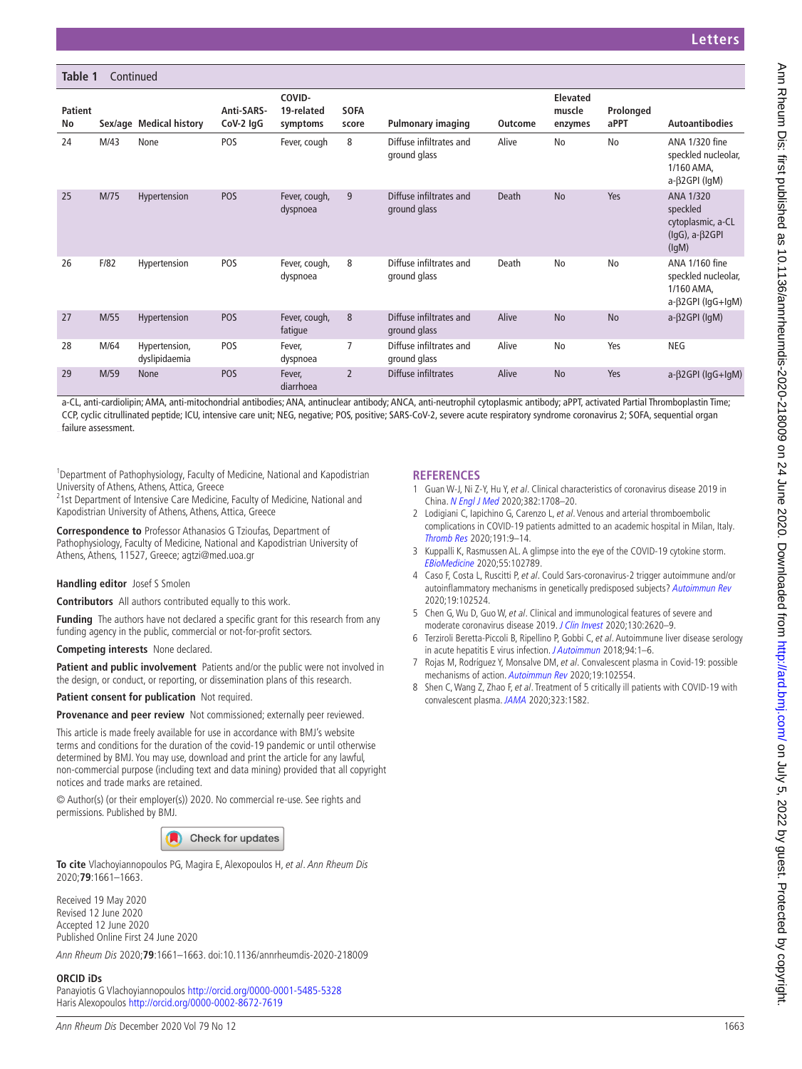**Table 1** Continued

| Patient No | Sex/age | Medical history | Anti-SARS-CoV-2 IgG | COVID-19-related symptoms | SOFA score | Pulmonary imaging | Outcome | Elevated muscle enzymes | Prolonged aPPT | Autoantibodies |
|---|---|---|---|---|---|---|---|---|---|---|
| 24 | M/43 | None | POS | Fever, cough | 8 | Diffuse infiltrates and ground glass | Alive | No | No | ANA 1/320 fine speckled nucleolar, 1/160 AMA, a-β2GPI (IgM) |
| 25 | M/75 | Hypertension | POS | Fever, cough, dyspnoea | 9 | Diffuse infiltrates and ground glass | Death | No | Yes | ANA 1/320 speckled cytoplasmic, a-CL (IgG), a-β2GPI (IgM) |
| 26 | F/82 | Hypertension | POS | Fever, cough, dyspnoea | 8 | Diffuse infiltrates and ground glass | Death | No | No | ANA 1/160 fine speckled nucleolar, 1/160 AMA, a-β2GPI (IgG+IgM) |
| 27 | M/55 | Hypertension | POS | Fever, cough, fatigue | 8 | Diffuse infiltrates and ground glass | Alive | No | No | a-β2GPI (IgM) |
| 28 | M/64 | Hypertension, dyslipidaemia | POS | Fever, dyspnoea | 7 | Diffuse infiltrates and ground glass | Alive | No | Yes | NEG |
| 29 | M/59 | None | POS | Fever, diarrhoea | 2 | Diffuse infiltrates | Alive | No | Yes | a-β2GPI (IgG+IgM) |

a-CL, anti-cardiolipin; AMA, anti-mitochondrial antibodies; ANA, antinuclear antibody; ANCA, anti-neutrophil cytoplasmic antibody; aPPT, activated Partial Thromboplastin Time; CCP, cyclic citrullinated peptide; ICU, intensive care unit; NEG, negative; POS, positive; SARS-CoV-2, severe acute respiratory syndrome coronavirus 2; SOFA, sequential organ failure assessment.

[1]Department of Pathophysiology, Faculty of Medicine, National and Kapodistrian University of Athens, Athens, Attica, Greece
[2]1st Department of Intensive Care Medicine, Faculty of Medicine, National and Kapodistrian University of Athens, Athens, Attica, Greece

**Correspondence to** Professor Athanasios G Tzioufas, Department of Pathophysiology, Faculty of Medicine, National and Kapodistrian University of Athens, Athens, 11527, Greece; agtzi@med.uoa.gr

**Handling editor** Josef S Smolen

**Contributors** All authors contributed equally to this work.

**Funding** The authors have not declared a specific grant for this research from any funding agency in the public, commercial or not-for-profit sectors.

**Competing interests** None declared.

**Patient and public involvement** Patients and/or the public were not involved in the design, or conduct, or reporting, or dissemination plans of this research.

**Patient consent for publication** Not required.

**Provenance and peer review** Not commissioned; externally peer reviewed.

This article is made freely available for use in accordance with BMJ's website terms and conditions for the duration of the covid-19 pandemic or until otherwise determined by BMJ. You may use, download and print the article for any lawful, non-commercial purpose (including text and data mining) provided that all copyright notices and trade marks are retained.

© Author(s) (or their employer(s)) 2020. No commercial re-use. See rights and permissions. Published by BMJ.

**To cite** Vlachoyiannopoulos PG, Magira E, Alexopoulos H, *et al*. *Ann Rheum Dis* 2020;**79**:1661–1663.

Received 19 May 2020
Revised 12 June 2020
Accepted 12 June 2020
Published Online First 24 June 2020

*Ann Rheum Dis* 2020;**79**:1661–1663. doi:10.1136/annrheumdis-2020-218009

**ORCID iDs**

Panayiotis G Vlachoyiannopoulos http://orcid.org/0000-0001-5485-5328
Haris Alexopoulos http://orcid.org/0000-0002-8672-7619

## REFERENCES

1. Guan W-J, Ni Z-Y, Hu Y, *et al*. Clinical characteristics of coronavirus disease 2019 in China. *N Engl J Med* 2020;382:1708–20.
2. Lodigiani C, Iapichino G, Carenzo L, *et al*. Venous and arterial thromboembolic complications in COVID-19 patients admitted to an academic hospital in Milan, Italy. *Thromb Res* 2020;191:9–14.
3. Kuppalli K, Rasmussen AL. A glimpse into the eye of the COVID-19 cytokine storm. *EBioMedicine* 2020;55:102789.
4. Caso F, Costa L, Ruscitti P, *et al*. Could Sars-coronavirus-2 trigger autoimmune and/or autoinflammatory mechanisms in genetically predisposed subjects? *Autoimmun Rev* 2020;19:102524.
5. Chen G, Wu D, Guo W, *et al*. Clinical and immunological features of severe and moderate coronavirus disease 2019. *J Clin Invest* 2020;130:2620–9.
6. Terziroli Beretta-Piccoli B, Ripellino P, Gobbi C, *et al*. Autoimmune liver disease serology in acute hepatitis E virus infection. *J Autoimmun* 2018;94:1–6.
7. Rojas M, Rodríguez Y, Monsalve DM, *et al*. Convalescent plasma in Covid-19: possible mechanisms of action. *Autoimmun Rev* 2020;19:102554.
8. Shen C, Wang Z, Zhao F, *et al*. Treatment of 5 critically ill patients with COVID-19 with convalescent plasma. *JAMA* 2020;323:1582.